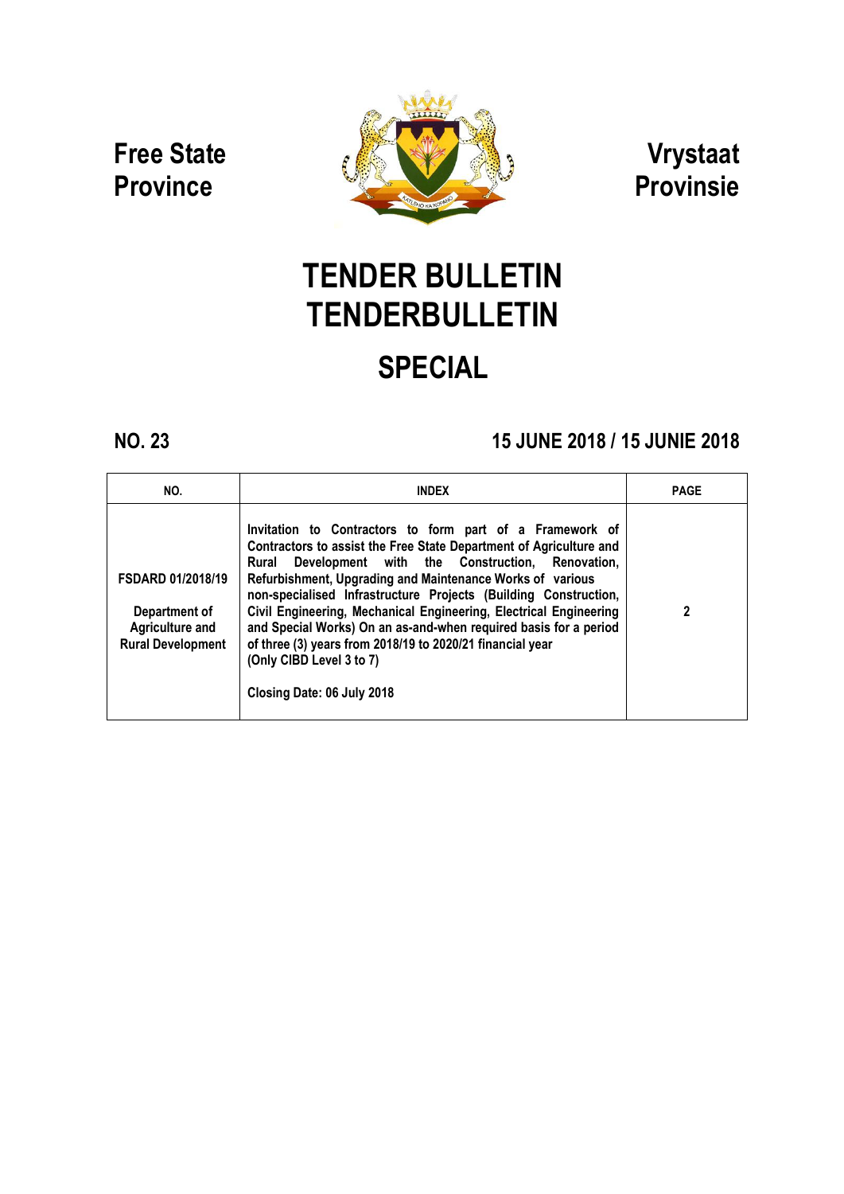**Free State Province** | **Vrystaat Provinsie**

# TENDER BULLETIN
# TENDERBULLETIN

## SPECIAL

**NO. 23** | **15 JUNE 2018 / 15 JUNIE 2018**

| NO. | INDEX | PAGE |
|---|---|---|
| **FSDARD 01/2018/19**<br><br>**Department of Agriculture and Rural Development** | **Invitation to Contractors to form part of a Framework of Contractors to assist the Free State Department of Agriculture and Rural Development with the Construction, Renovation, Refurbishment, Upgrading and Maintenance Works of various non-specialised Infrastructure Projects (Building Construction, Civil Engineering, Mechanical Engineering, Electrical Engineering and Special Works) On an as-and-when required basis for a period of three (3) years from 2018/19 to 2020/21 financial year (Only CIBD Level 3 to 7)**<br><br>**Closing Date: 06 July 2018** | **2** |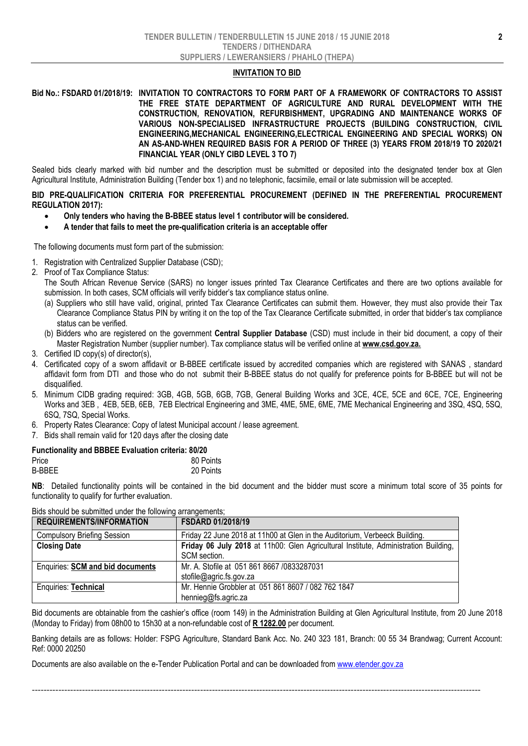## INVITATION TO BID

**Bid No.: FSDARD 01/2018/19: INVITATION TO CONTRACTORS TO FORM PART OF A FRAMEWORK OF CONTRACTORS TO ASSIST THE FREE STATE DEPARTMENT OF AGRICULTURE AND RURAL DEVELOPMENT WITH THE CONSTRUCTION, RENOVATION, REFURBISHMENT, UPGRADING AND MAINTENANCE WORKS OF VARIOUS NON-SPECIALISED INFRASTRUCTURE PROJECTS (BUILDING CONSTRUCTION, CIVIL ENGINEERING,MECHANICAL ENGINEERING,ELECTRICAL ENGINEERING AND SPECIAL WORKS) ON AN AS-AND-WHEN REQUIRED BASIS FOR A PERIOD OF THREE (3) YEARS FROM 2018/19 TO 2020/21 FINANCIAL YEAR (ONLY CIBD LEVEL 3 TO 7)**

Sealed bids clearly marked with bid number and the description must be submitted or deposited into the designated tender box at Glen Agricultural Institute, Administration Building (Tender box 1) and no telephonic, facsimile, email or late submission will be accepted.

**BID PRE-QUALIFICATION CRITERIA FOR PREFERENTIAL PROCUREMENT (DEFINED IN THE PREFERENTIAL PROCUREMENT REGULATION 2017):**

- **Only tenders who having the B-BBEE status level 1 contributor will be considered.**
- **A tender that fails to meet the pre-qualification criteria is an acceptable offer**

The following documents must form part of the submission:

1. Registration with Centralized Supplier Database (CSD);
2. Proof of Tax Compliance Status:
   The South African Revenue Service (SARS) no longer issues printed Tax Clearance Certificates and there are two options available for submission. In both cases, SCM officials will verify bidder's tax compliance status online.
   (a) Suppliers who still have valid, original, printed Tax Clearance Certificates can submit them. However, they must also provide their Tax Clearance Compliance Status PIN by writing it on the top of the Tax Clearance Certificate submitted, in order that bidder's tax compliance status can be verified.
   (b) Bidders who are registered on the government **Central Supplier Database** (CSD) must include in their bid document, a copy of their Master Registration Number (supplier number). Tax compliance status will be verified online at **www.csd.gov.za.**
3. Certified ID copy(s) of director(s),
4. Certificated copy of a sworn affidavit or B-BBEE certificate issued by accredited companies which are registered with SANAS , standard affidavit form from DTI and those who do not submit their B-BBEE status do not qualify for preference points for B-BBEE but will not be disqualified.
5. Minimum CIDB grading required: 3GB, 4GB, 5GB, 6GB, 7GB, General Building Works and 3CE, 4CE, 5CE and 6CE, 7CE, Engineering Works and 3EB , 4EB, 5EB, 6EB, 7EB Electrical Engineering and 3ME, 4ME, 5ME, 6ME, 7ME Mechanical Engineering and 3SQ, 4SQ, 5SQ, 6SQ, 7SQ, Special Works.
6. Property Rates Clearance: Copy of latest Municipal account / lease agreement.
7. Bids shall remain valid for 120 days after the closing date

**Functionality and BBBEE Evaluation criteria: 80/20**

| | |
|---|---|
| Price | 80 Points |
| B-BBEE | 20 Points |

**NB**: Detailed functionality points will be contained in the bid document and the bidder must score a minimum total score of 35 points for functionality to qualify for further evaluation.

Bids should be submitted under the following arrangements;

| REQUIREMENTS/INFORMATION | FSDARD 01/2018/19 |
|---|---|
| Compulsory Briefing Session | Friday 22 June 2018 at 11h00 at Glen in the Auditorium, Verbeeck Building. |
| **Closing Date** | **Friday 06 July 2018** at 11h00: Glen Agricultural Institute, Administration Building, SCM section. |
| Enquiries: **SCM and bid documents** | Mr. A. Stofile at 051 861 8667 /0833287031 stofile@agric.fs.gov.za |
| Enquiries: **Technical** | Mr. Hennie Grobbler at 051 861 8607 / 082 762 1847 hennieg@fs.agric.za |

Bid documents are obtainable from the cashier's office (room 149) in the Administration Building at Glen Agricultural Institute, from 20 June 2018 (Monday to Friday) from 08h00 to 15h30 at a non-refundable cost of **R 1282.00** per document.

Banking details are as follows: Holder: FSPG Agriculture, Standard Bank Acc. No. 240 323 181, Branch: 00 55 34 Brandwag; Current Account: Ref: 0000 20250

Documents are also available on the e-Tender Publication Portal and can be downloaded from www.etender.gov.za

---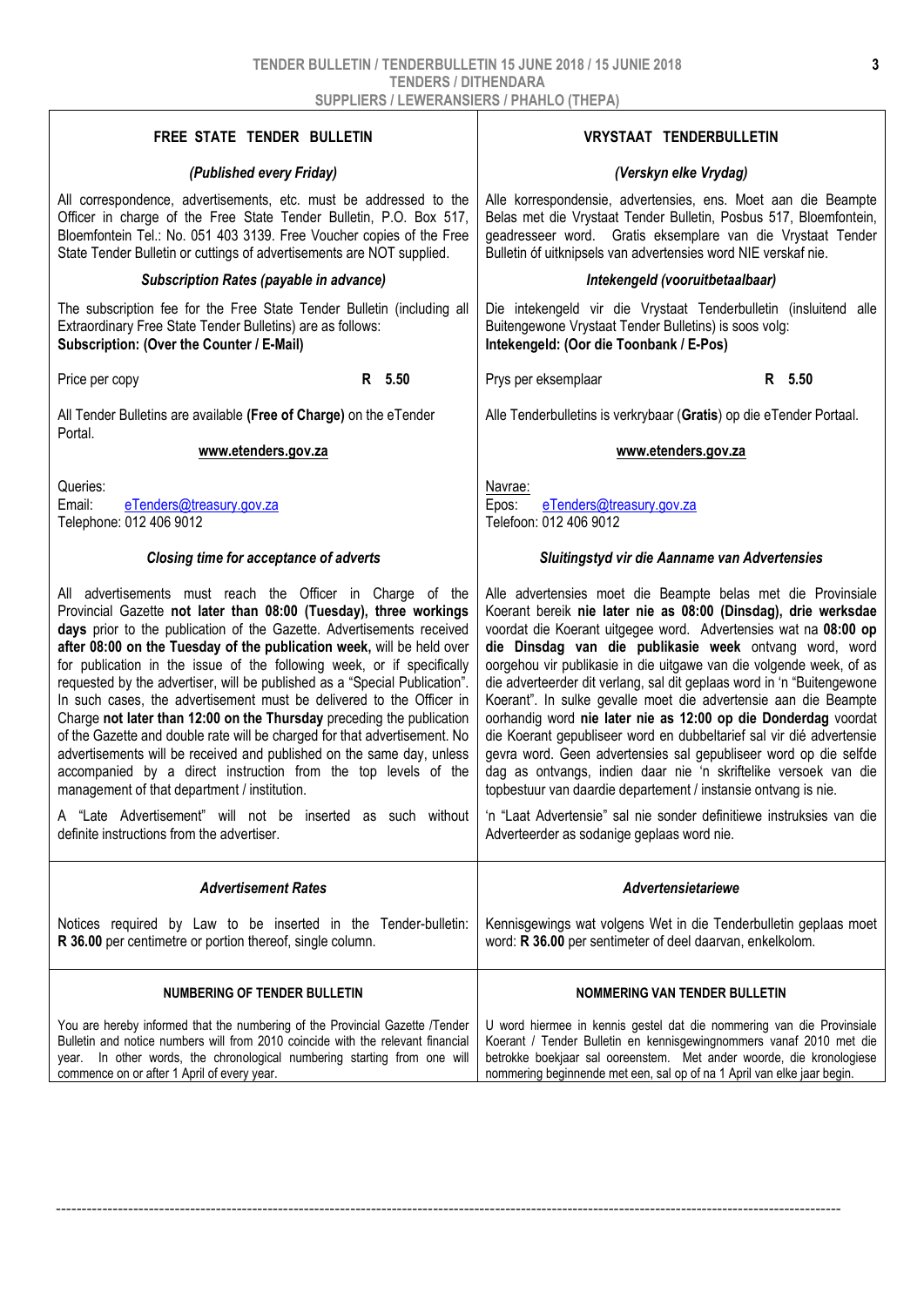## FREE STATE TENDER BULLETIN

*(Published every Friday)*

All correspondence, advertisements, etc. must be addressed to the Officer in charge of the Free State Tender Bulletin, P.O. Box 517, Bloemfontein Tel.: No. 051 403 3139. Free Voucher copies of the Free State Tender Bulletin or cuttings of advertisements are NOT supplied.

***Subscription Rates (payable in advance)***

The subscription fee for the Free State Tender Bulletin (including all Extraordinary Free State Tender Bulletins) are as follows:
**Subscription: (Over the Counter / E-Mail)**

Price per copy **R 5.50**

All Tender Bulletins are available **(Free of Charge)** on the eTender Portal.

**www.etenders.gov.za**

Queries:
Email: eTenders@treasury.gov.za
Telephone: 012 406 9012

***Closing time for acceptance of adverts***

All advertisements must reach the Officer in Charge of the Provincial Gazette **not later than 08:00 (Tuesday), three workings days** prior to the publication of the Gazette. Advertisements received **after 08:00 on the Tuesday of the publication week,** will be held over for publication in the issue of the following week, or if specifically requested by the advertiser, will be published as a "Special Publication". In such cases, the advertisement must be delivered to the Officer in Charge **not later than 12:00 on the Thursday** preceding the publication of the Gazette and double rate will be charged for that advertisement. No advertisements will be received and published on the same day, unless accompanied by a direct instruction from the top levels of the management of that department / institution.

A "Late Advertisement" will not be inserted as such without definite instructions from the advertiser.

***Advertisement Rates***

Notices required by Law to be inserted in the Tender-bulletin: **R 36.00** per centimetre or portion thereof, single column.

**NUMBERING OF TENDER BULLETIN**

You are hereby informed that the numbering of the Provincial Gazette /Tender Bulletin and notice numbers will from 2010 coincide with the relevant financial year. In other words, the chronological numbering starting from one will commence on or after 1 April of every year.

## VRYSTAAT TENDERBULLETIN

*(Verskyn elke Vrydag)*

Alle korrespondensie, advertensies, ens. Moet aan die Beampte Belas met die Vrystaat Tender Bulletin, Posbus 517, Bloemfontein, geadresseer word. Gratis eksemplare van die Vrystaat Tender Bulletin óf uitknipsels van advertensies word NIE verskaf nie.

***Intekengeld (vooruitbetaalbaar)***

Die intekengeld vir die Vrystaat Tenderbulletin (insluitend alle Buitengewone Vrystaat Tender Bulletins) is soos volg:
**Intekengeld: (Oor die Toonbank / E-Pos)**

Prys per eksemplaar **R 5.50**

Alle Tenderbulletins is verkrybaar (**Gratis**) op die eTender Portaal.

**www.etenders.gov.za**

Navrae:
Epos: eTenders@treasury.gov.za
Telefoon: 012 406 9012

***Sluitingstyd vir die Aanname van Advertensies***

Alle advertensies moet die Beampte belas met die Provinsiale Koerant bereik **nie later nie as 08:00 (Dinsdag), drie werksdae** voordat die Koerant uitgegee word. Advertensies wat na **08:00 op die Dinsdag van die publikasie week** ontvang word, word oorgehou vir publikasie in die uitgawe van die volgende week, of as die adverteerder dit verlang, sal dit geplaas word in 'n "Buitengewone Koerant". In sulke gevalle moet die advertensie aan die Beampte oorhandig word **nie later nie as 12:00 op die Donderdag** voordat die Koerant gepubliseer word en dubbeltarief sal vir dié advertensie gevra word. Geen advertensies sal gepubliseer word op die selfde dag as ontvangs, indien daar nie 'n skriftelike versoek van die topbestuur van daardie departement / instansie ontvang is nie.

'n "Laat Advertensie" sal nie sonder definitiewe instruksies van die Adverteerder as sodanige geplaas word nie.

***Advertensietariewe***

Kennisgewings wat volgens Wet in die Tenderbulletin geplaas moet word: **R 36.00** per sentimeter of deel daarvan, enkelkolom.

**NOMMERING VAN TENDER BULLETIN**

U word hiermee in kennis gestel dat die nommering van die Provinsiale Koerant / Tender Bulletin en kennisgewingnommers vanaf 2010 met die betrokke boekjaar sal ooreenstem. Met ander woorde, die kronologiese nommering beginnende met een, sal op of na 1 April van elke jaar begin.